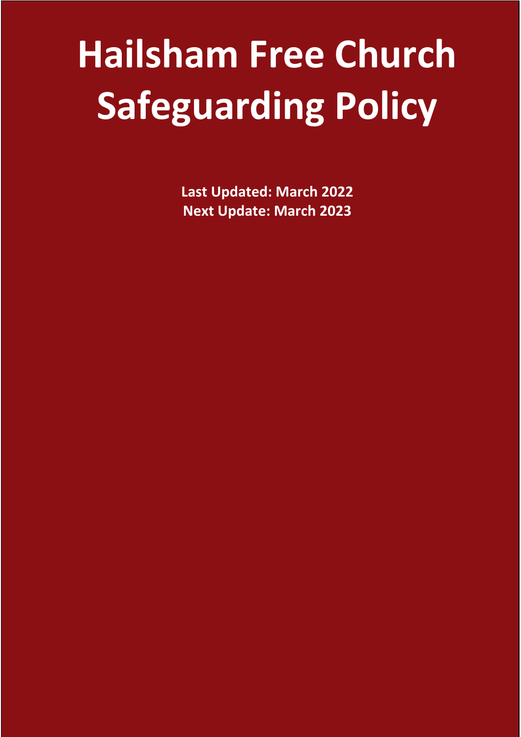# Hailsham Free Church Safeguarding Policy

**Last Updated: March 2022**
**Next Update: March 2023**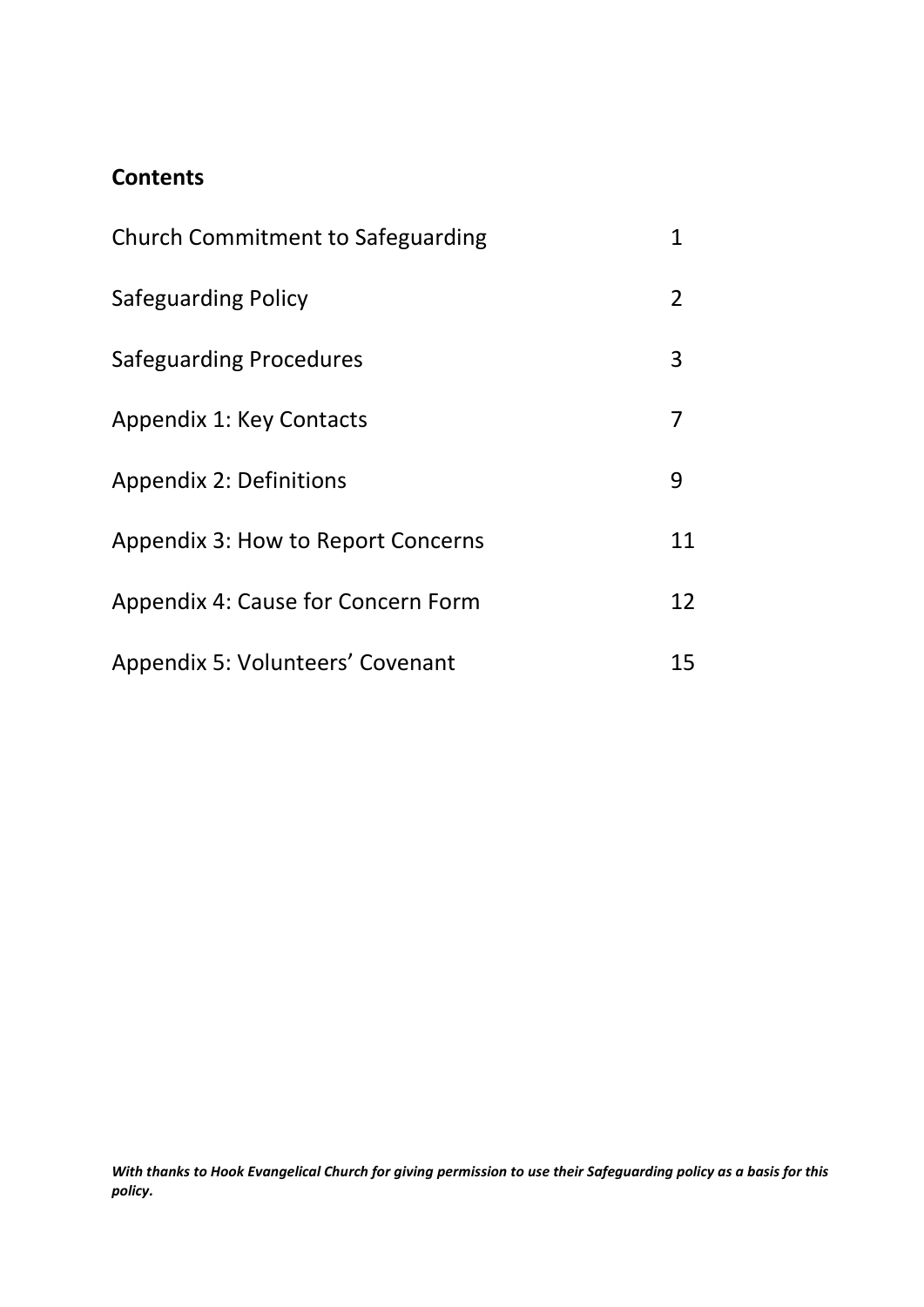## Contents

| | |
|---|---|
| Church Commitment to Safeguarding | 1 |
| Safeguarding Policy | 2 |
| Safeguarding Procedures | 3 |
| Appendix 1: Key Contacts | 7 |
| Appendix 2: Definitions | 9 |
| Appendix 3: How to Report Concerns | 11 |
| Appendix 4: Cause for Concern Form | 12 |
| Appendix 5: Volunteers' Covenant | 15 |

***With thanks to Hook Evangelical Church for giving permission to use their Safeguarding policy as a basis for this policy.***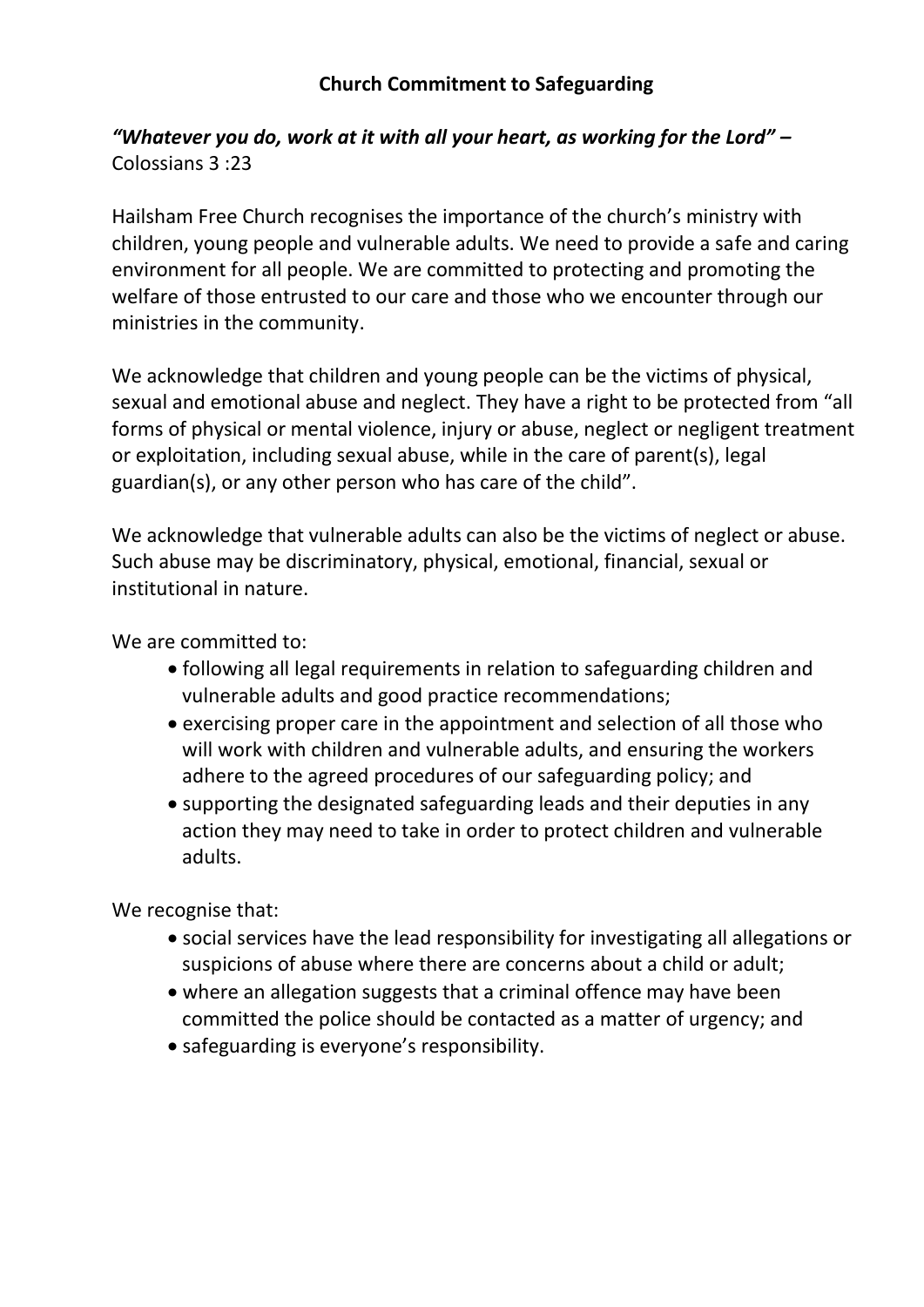# Church Commitment to Safeguarding

***"Whatever you do, work at it with all your heart, as working for the Lord" –*** Colossians 3 :23

Hailsham Free Church recognises the importance of the church's ministry with children, young people and vulnerable adults. We need to provide a safe and caring environment for all people. We are committed to protecting and promoting the welfare of those entrusted to our care and those who we encounter through our ministries in the community.

We acknowledge that children and young people can be the victims of physical, sexual and emotional abuse and neglect. They have a right to be protected from "all forms of physical or mental violence, injury or abuse, neglect or negligent treatment or exploitation, including sexual abuse, while in the care of parent(s), legal guardian(s), or any other person who has care of the child".

We acknowledge that vulnerable adults can also be the victims of neglect or abuse. Such abuse may be discriminatory, physical, emotional, financial, sexual or institutional in nature.

We are committed to:

- following all legal requirements in relation to safeguarding children and vulnerable adults and good practice recommendations;
- exercising proper care in the appointment and selection of all those who will work with children and vulnerable adults, and ensuring the workers adhere to the agreed procedures of our safeguarding policy; and
- supporting the designated safeguarding leads and their deputies in any action they may need to take in order to protect children and vulnerable adults.

We recognise that:

- social services have the lead responsibility for investigating all allegations or suspicions of abuse where there are concerns about a child or adult;
- where an allegation suggests that a criminal offence may have been committed the police should be contacted as a matter of urgency; and
- safeguarding is everyone's responsibility.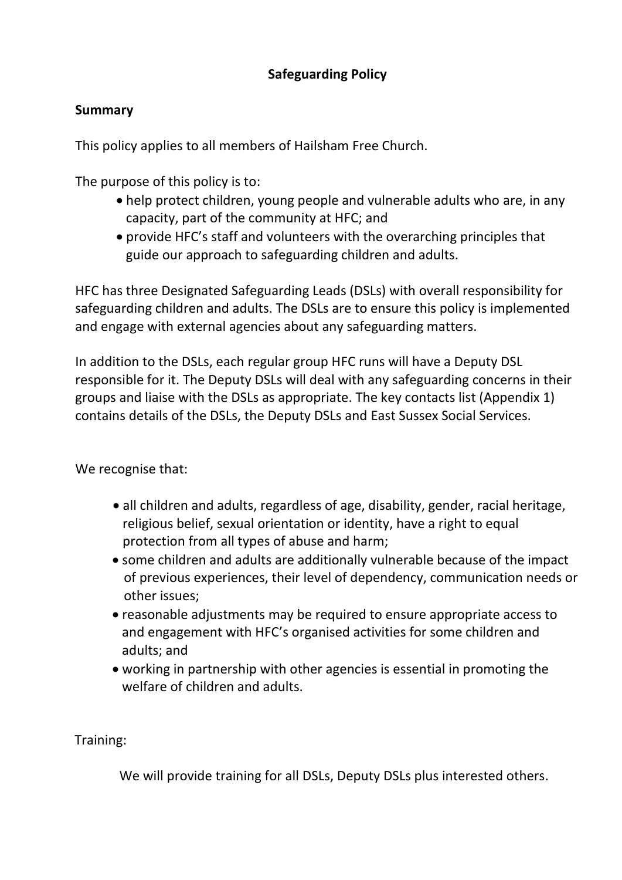# Safeguarding Policy

## Summary

This policy applies to all members of Hailsham Free Church.

The purpose of this policy is to:

- help protect children, young people and vulnerable adults who are, in any capacity, part of the community at HFC; and
- provide HFC's staff and volunteers with the overarching principles that guide our approach to safeguarding children and adults.

HFC has three Designated Safeguarding Leads (DSLs) with overall responsibility for safeguarding children and adults. The DSLs are to ensure this policy is implemented and engage with external agencies about any safeguarding matters.

In addition to the DSLs, each regular group HFC runs will have a Deputy DSL responsible for it. The Deputy DSLs will deal with any safeguarding concerns in their groups and liaise with the DSLs as appropriate. The key contacts list (Appendix 1) contains details of the DSLs, the Deputy DSLs and East Sussex Social Services.

We recognise that:

- all children and adults, regardless of age, disability, gender, racial heritage, religious belief, sexual orientation or identity, have a right to equal protection from all types of abuse and harm;
- some children and adults are additionally vulnerable because of the impact of previous experiences, their level of dependency, communication needs or other issues;
- reasonable adjustments may be required to ensure appropriate access to and engagement with HFC's organised activities for some children and adults; and
- working in partnership with other agencies is essential in promoting the welfare of children and adults.

Training:

We will provide training for all DSLs, Deputy DSLs plus interested others.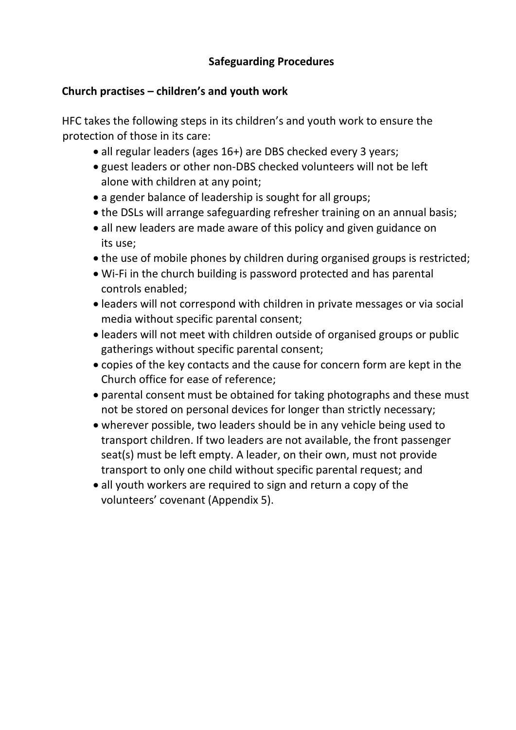## Safeguarding Procedures

### Church practises – children's and youth work

HFC takes the following steps in its children's and youth work to ensure the protection of those in its care:

- all regular leaders (ages 16+) are DBS checked every 3 years;
- guest leaders or other non-DBS checked volunteers will not be left alone with children at any point;
- a gender balance of leadership is sought for all groups;
- the DSLs will arrange safeguarding refresher training on an annual basis;
- all new leaders are made aware of this policy and given guidance on its use;
- the use of mobile phones by children during organised groups is restricted;
- Wi-Fi in the church building is password protected and has parental controls enabled;
- leaders will not correspond with children in private messages or via social media without specific parental consent;
- leaders will not meet with children outside of organised groups or public gatherings without specific parental consent;
- copies of the key contacts and the cause for concern form are kept in the Church office for ease of reference;
- parental consent must be obtained for taking photographs and these must not be stored on personal devices for longer than strictly necessary;
- wherever possible, two leaders should be in any vehicle being used to transport children. If two leaders are not available, the front passenger seat(s) must be left empty. A leader, on their own, must not provide transport to only one child without specific parental request; and
- all youth workers are required to sign and return a copy of the volunteers' covenant (Appendix 5).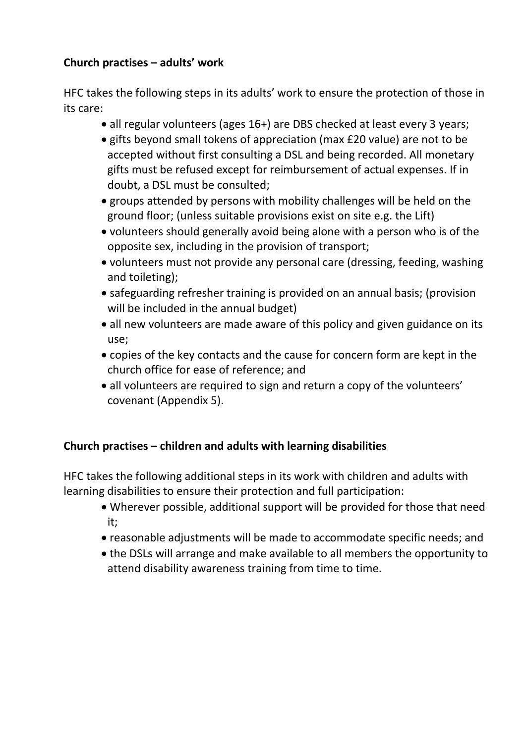**Church practises – adults' work**

HFC takes the following steps in its adults' work to ensure the protection of those in its care:

- all regular volunteers (ages 16+) are DBS checked at least every 3 years;
- gifts beyond small tokens of appreciation (max £20 value) are not to be accepted without first consulting a DSL and being recorded. All monetary gifts must be refused except for reimbursement of actual expenses. If in doubt, a DSL must be consulted;
- groups attended by persons with mobility challenges will be held on the ground floor; (unless suitable provisions exist on site e.g. the Lift)
- volunteers should generally avoid being alone with a person who is of the opposite sex, including in the provision of transport;
- volunteers must not provide any personal care (dressing, feeding, washing and toileting);
- safeguarding refresher training is provided on an annual basis; (provision will be included in the annual budget)
- all new volunteers are made aware of this policy and given guidance on its use;
- copies of the key contacts and the cause for concern form are kept in the church office for ease of reference; and
- all volunteers are required to sign and return a copy of the volunteers' covenant (Appendix 5).

**Church practises – children and adults with learning disabilities**

HFC takes the following additional steps in its work with children and adults with learning disabilities to ensure their protection and full participation:

- Wherever possible, additional support will be provided for those that need it;
- reasonable adjustments will be made to accommodate specific needs; and
- the DSLs will arrange and make available to all members the opportunity to attend disability awareness training from time to time.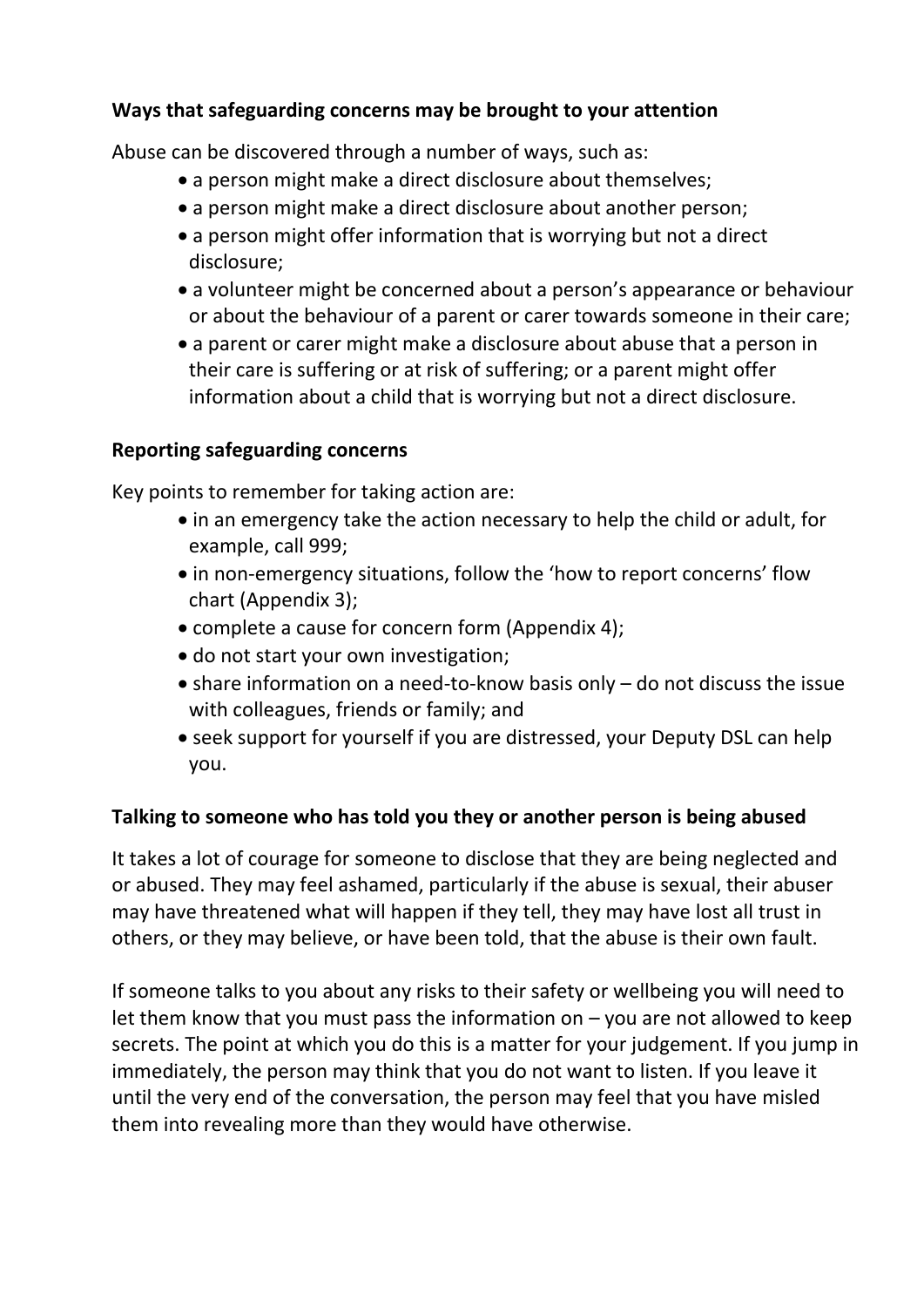**Ways that safeguarding concerns may be brought to your attention**

Abuse can be discovered through a number of ways, such as:

- a person might make a direct disclosure about themselves;
- a person might make a direct disclosure about another person;
- a person might offer information that is worrying but not a direct disclosure;
- a volunteer might be concerned about a person's appearance or behaviour or about the behaviour of a parent or carer towards someone in their care;
- a parent or carer might make a disclosure about abuse that a person in their care is suffering or at risk of suffering; or a parent might offer information about a child that is worrying but not a direct disclosure.

**Reporting safeguarding concerns**

Key points to remember for taking action are:

- in an emergency take the action necessary to help the child or adult, for example, call 999;
- in non-emergency situations, follow the 'how to report concerns' flow chart (Appendix 3);
- complete a cause for concern form (Appendix 4);
- do not start your own investigation;
- share information on a need-to-know basis only – do not discuss the issue with colleagues, friends or family; and
- seek support for yourself if you are distressed, your Deputy DSL can help you.

**Talking to someone who has told you they or another person is being abused**

It takes a lot of courage for someone to disclose that they are being neglected and or abused. They may feel ashamed, particularly if the abuse is sexual, their abuser may have threatened what will happen if they tell, they may have lost all trust in others, or they may believe, or have been told, that the abuse is their own fault.

If someone talks to you about any risks to their safety or wellbeing you will need to let them know that you must pass the information on – you are not allowed to keep secrets. The point at which you do this is a matter for your judgement. If you jump in immediately, the person may think that you do not want to listen. If you leave it until the very end of the conversation, the person may feel that you have misled them into revealing more than they would have otherwise.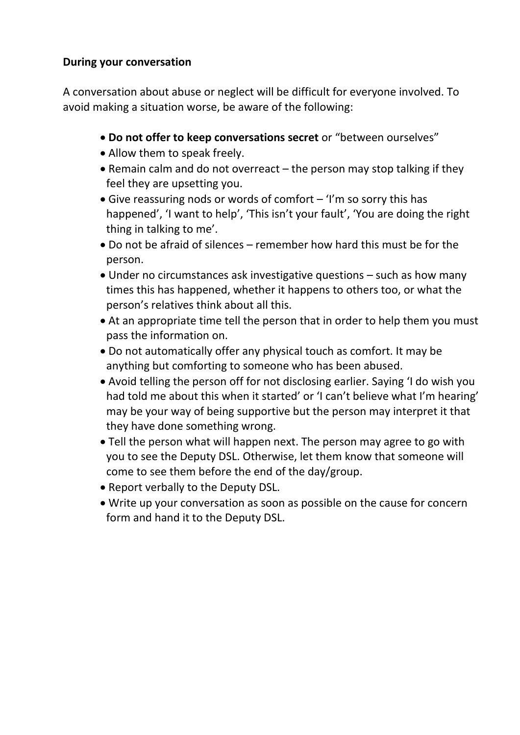**During your conversation**

A conversation about abuse or neglect will be difficult for everyone involved. To avoid making a situation worse, be aware of the following:

- **Do not offer to keep conversations secret** or "between ourselves"
- Allow them to speak freely.
- Remain calm and do not overreact – the person may stop talking if they feel they are upsetting you.
- Give reassuring nods or words of comfort – 'I'm so sorry this has happened', 'I want to help', 'This isn't your fault', 'You are doing the right thing in talking to me'.
- Do not be afraid of silences – remember how hard this must be for the person.
- Under no circumstances ask investigative questions – such as how many times this has happened, whether it happens to others too, or what the person's relatives think about all this.
- At an appropriate time tell the person that in order to help them you must pass the information on.
- Do not automatically offer any physical touch as comfort. It may be anything but comforting to someone who has been abused.
- Avoid telling the person off for not disclosing earlier. Saying 'I do wish you had told me about this when it started' or 'I can't believe what I'm hearing' may be your way of being supportive but the person may interpret it that they have done something wrong.
- Tell the person what will happen next. The person may agree to go with you to see the Deputy DSL. Otherwise, let them know that someone will come to see them before the end of the day/group.
- Report verbally to the Deputy DSL.
- Write up your conversation as soon as possible on the cause for concern form and hand it to the Deputy DSL.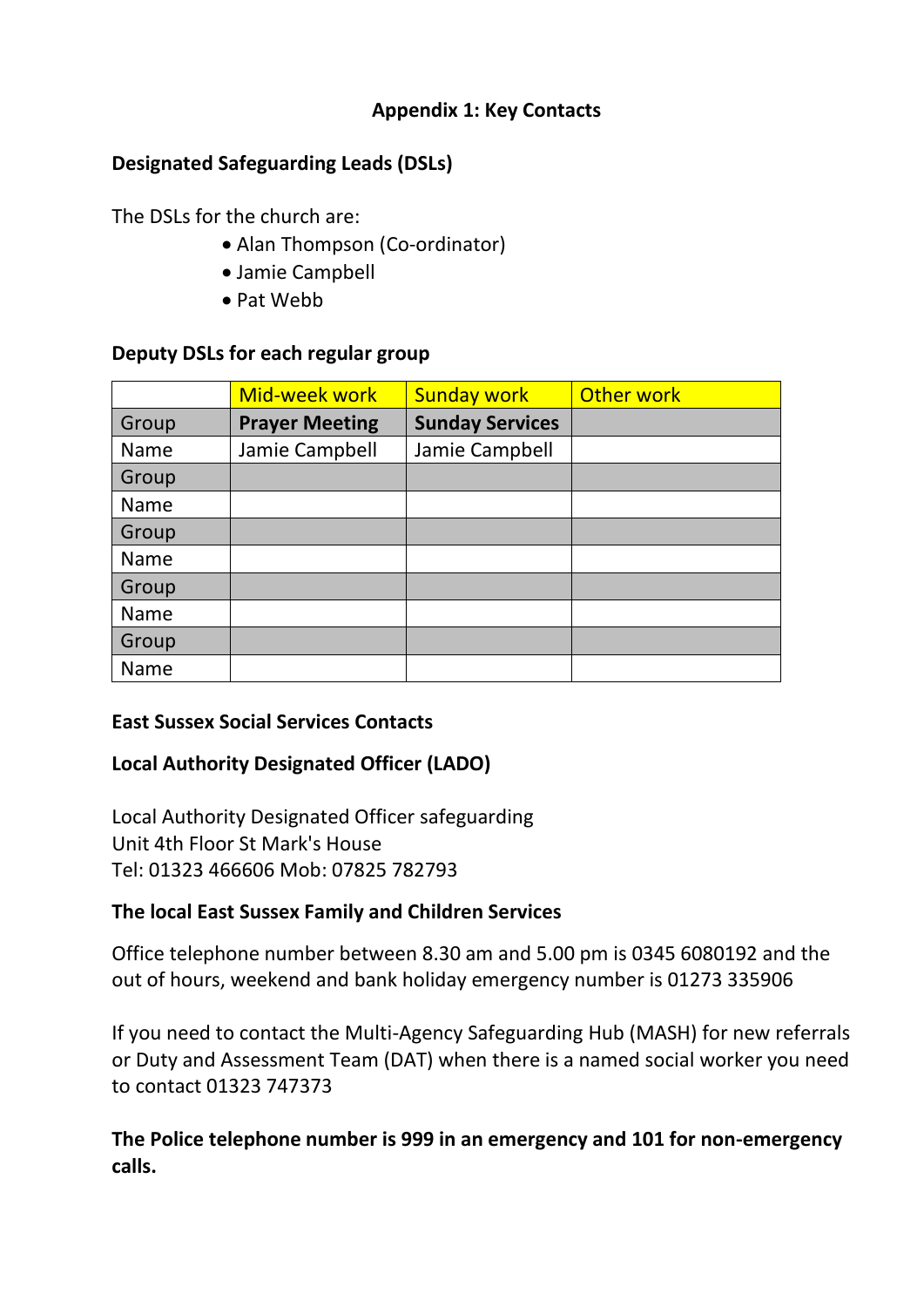## Appendix 1: Key Contacts

### Designated Safeguarding Leads (DSLs)

The DSLs for the church are:

- Alan Thompson (Co-ordinator)
- Jamie Campbell
- Pat Webb

### Deputy DSLs for each regular group

| | Mid-week work | Sunday work | Other work |
|---|---|---|---|
| Group | **Prayer Meeting** | **Sunday Services** | |
| Name | Jamie Campbell | Jamie Campbell | |
| Group | | | |
| Name | | | |
| Group | | | |
| Name | | | |
| Group | | | |
| Name | | | |
| Group | | | |
| Name | | | |

### East Sussex Social Services Contacts

### Local Authority Designated Officer (LADO)

Local Authority Designated Officer safeguarding
Unit 4th Floor St Mark's House
Tel: 01323 466606 Mob: 07825 782793

### The local East Sussex Family and Children Services

Office telephone number between 8.30 am and 5.00 pm is 0345 6080192 and the out of hours, weekend and bank holiday emergency number is 01273 335906

If you need to contact the Multi-Agency Safeguarding Hub (MASH) for new referrals or Duty and Assessment Team (DAT) when there is a named social worker you need to contact 01323 747373

**The Police telephone number is 999 in an emergency and 101 for non-emergency calls.**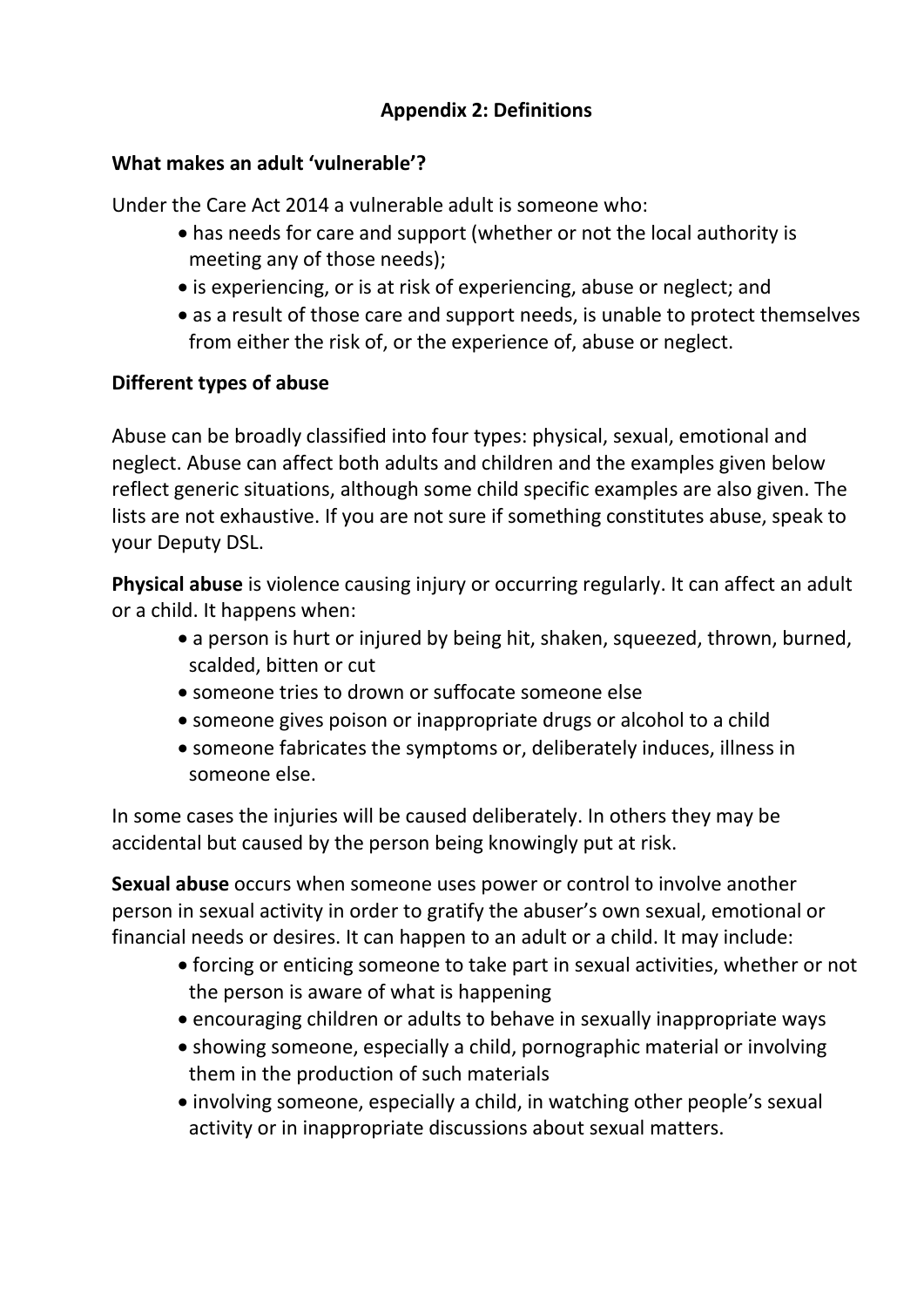## Appendix 2: Definitions

**What makes an adult 'vulnerable'?**

Under the Care Act 2014 a vulnerable adult is someone who:

- has needs for care and support (whether or not the local authority is meeting any of those needs);
- is experiencing, or is at risk of experiencing, abuse or neglect; and
- as a result of those care and support needs, is unable to protect themselves from either the risk of, or the experience of, abuse or neglect.

**Different types of abuse**

Abuse can be broadly classified into four types: physical, sexual, emotional and neglect. Abuse can affect both adults and children and the examples given below reflect generic situations, although some child specific examples are also given. The lists are not exhaustive. If you are not sure if something constitutes abuse, speak to your Deputy DSL.

**Physical abuse** is violence causing injury or occurring regularly. It can affect an adult or a child. It happens when:

- a person is hurt or injured by being hit, shaken, squeezed, thrown, burned, scalded, bitten or cut
- someone tries to drown or suffocate someone else
- someone gives poison or inappropriate drugs or alcohol to a child
- someone fabricates the symptoms or, deliberately induces, illness in someone else.

In some cases the injuries will be caused deliberately. In others they may be accidental but caused by the person being knowingly put at risk.

**Sexual abuse** occurs when someone uses power or control to involve another person in sexual activity in order to gratify the abuser's own sexual, emotional or financial needs or desires. It can happen to an adult or a child. It may include:

- forcing or enticing someone to take part in sexual activities, whether or not the person is aware of what is happening
- encouraging children or adults to behave in sexually inappropriate ways
- showing someone, especially a child, pornographic material or involving them in the production of such materials
- involving someone, especially a child, in watching other people's sexual activity or in inappropriate discussions about sexual matters.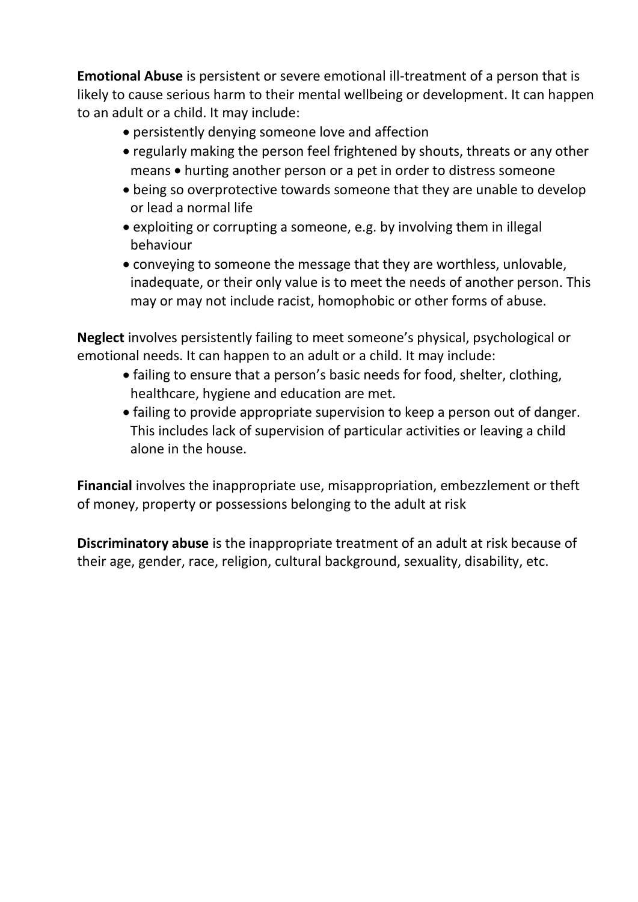**Emotional Abuse** is persistent or severe emotional ill-treatment of a person that is likely to cause serious harm to their mental wellbeing or development. It can happen to an adult or a child. It may include:

- persistently denying someone love and affection
- regularly making the person feel frightened by shouts, threats or any other means
- hurting another person or a pet in order to distress someone
- being so overprotective towards someone that they are unable to develop or lead a normal life
- exploiting or corrupting a someone, e.g. by involving them in illegal behaviour
- conveying to someone the message that they are worthless, unlovable, inadequate, or their only value is to meet the needs of another person. This may or may not include racist, homophobic or other forms of abuse.

**Neglect** involves persistently failing to meet someone's physical, psychological or emotional needs. It can happen to an adult or a child. It may include:

- failing to ensure that a person's basic needs for food, shelter, clothing, healthcare, hygiene and education are met.
- failing to provide appropriate supervision to keep a person out of danger. This includes lack of supervision of particular activities or leaving a child alone in the house.

**Financial** involves the inappropriate use, misappropriation, embezzlement or theft of money, property or possessions belonging to the adult at risk

**Discriminatory abuse** is the inappropriate treatment of an adult at risk because of their age, gender, race, religion, cultural background, sexuality, disability, etc.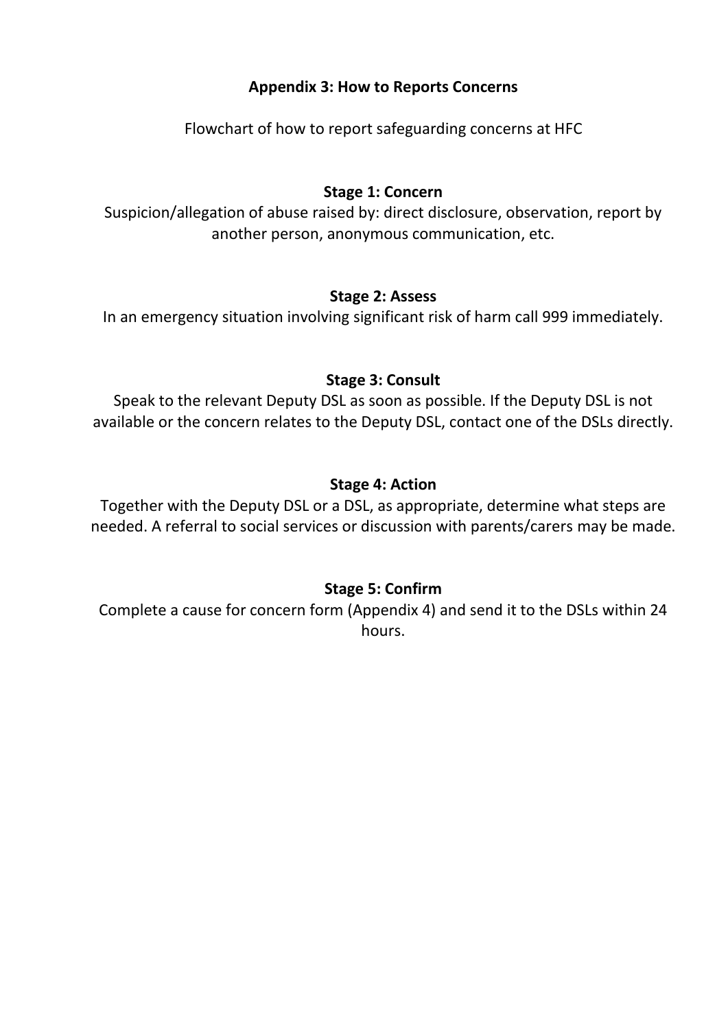## Appendix 3: How to Reports Concerns

Flowchart of how to report safeguarding concerns at HFC

**Stage 1: Concern**

Suspicion/allegation of abuse raised by: direct disclosure, observation, report by another person, anonymous communication, etc.

**Stage 2: Assess**

In an emergency situation involving significant risk of harm call 999 immediately.

**Stage 3: Consult**

Speak to the relevant Deputy DSL as soon as possible. If the Deputy DSL is not available or the concern relates to the Deputy DSL, contact one of the DSLs directly.

**Stage 4: Action**

Together with the Deputy DSL or a DSL, as appropriate, determine what steps are needed. A referral to social services or discussion with parents/carers may be made.

**Stage 5: Confirm**

Complete a cause for concern form (Appendix 4) and send it to the DSLs within 24 hours.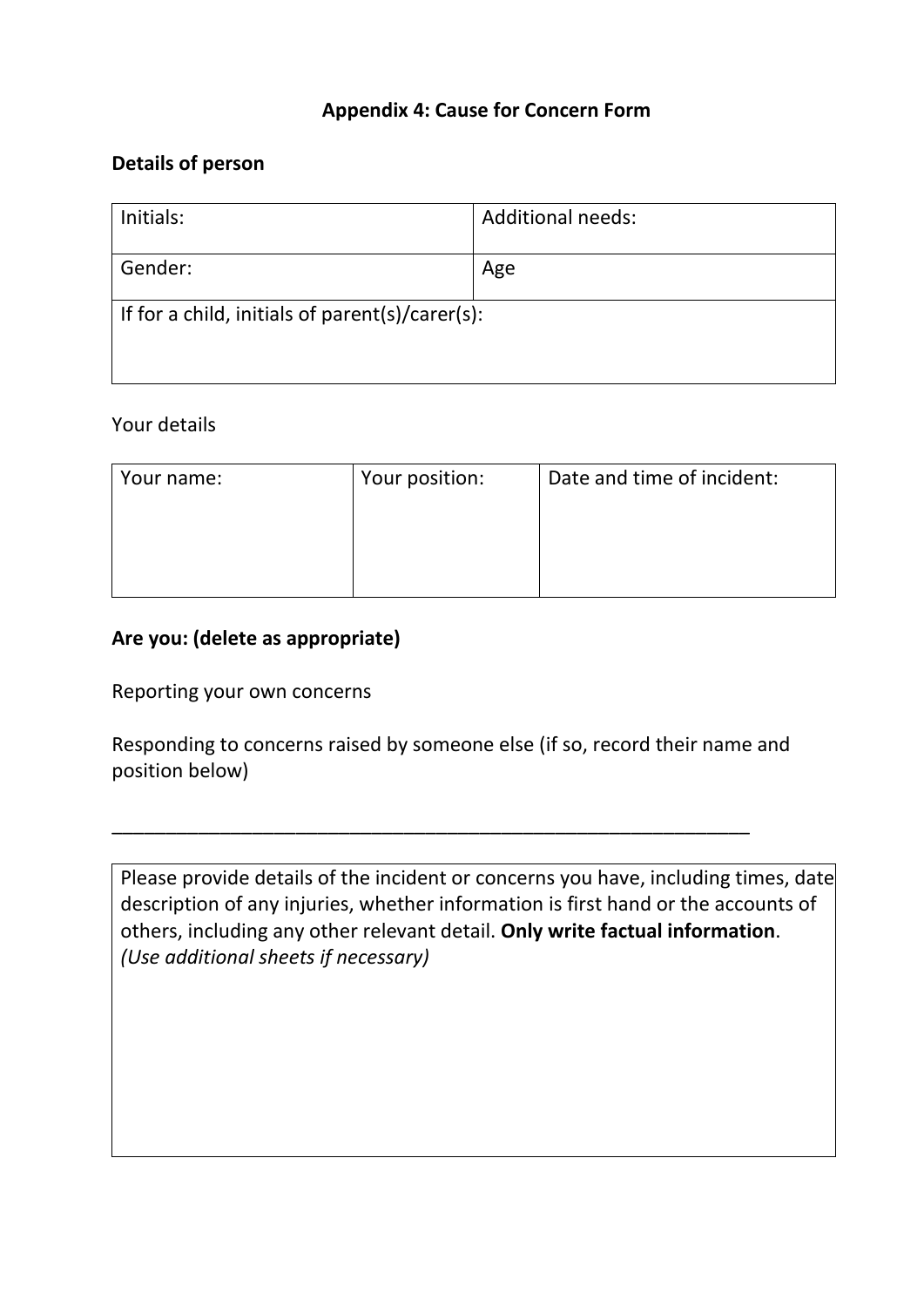## Appendix 4: Cause for Concern Form

### Details of person

| Initials: | Additional needs: |
|---|---|
| Gender: | Age |
| If for a child, initials of parent(s)/carer(s): | |

Your details

| Your name: | Your position: | Date and time of incident: |
|---|---|---|
| | | |

**Are you: (delete as appropriate)**

Reporting your own concerns

Responding to concerns raised by someone else (if so, record their name and position below)

_______________________________________________________________

| Please provide details of the incident or concerns you have, including times, date description of any injuries, whether information is first hand or the accounts of others, including any other relevant detail. **Only write factual information**. *(Use additional sheets if necessary)* |
|---|
| |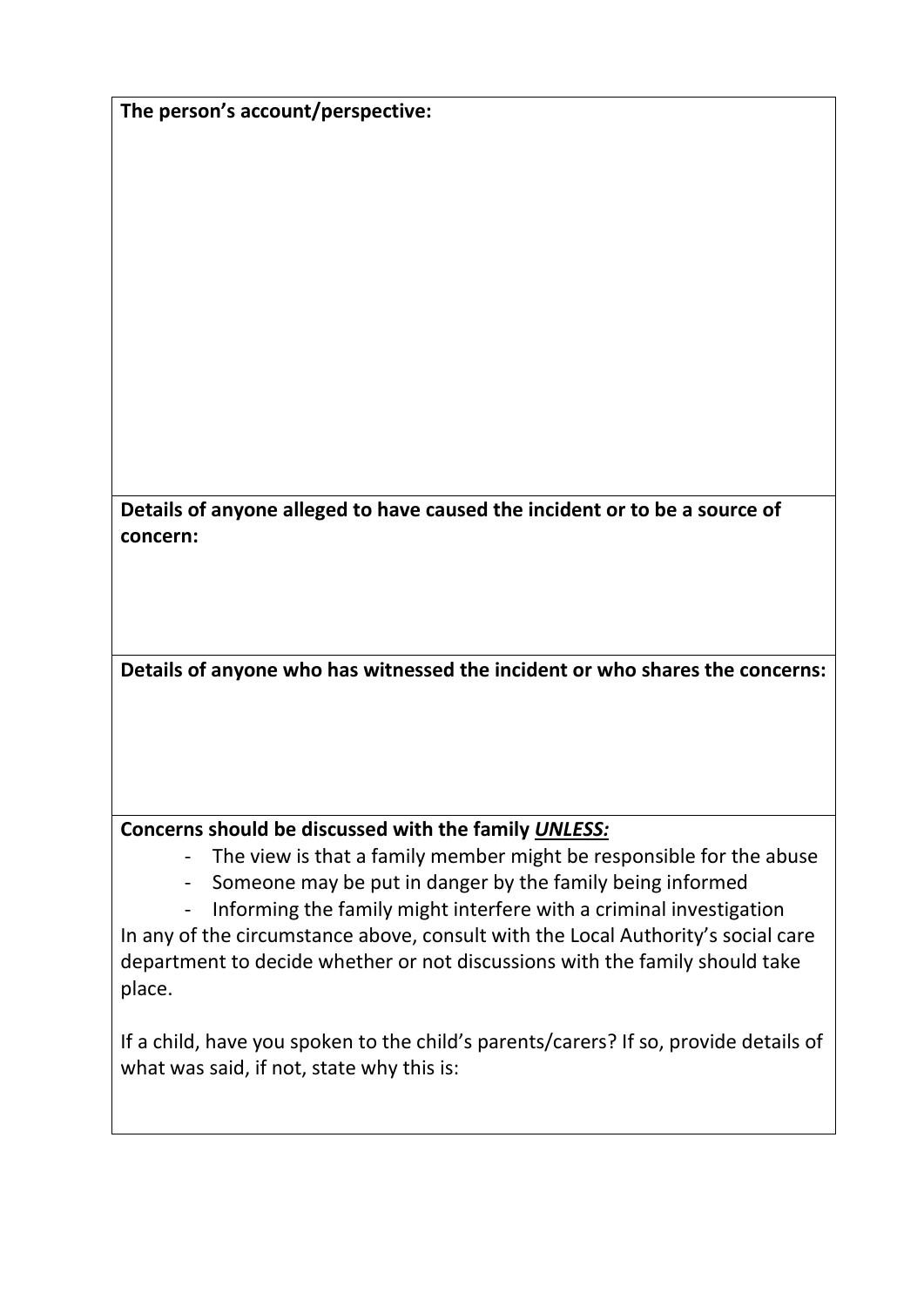**The person's account/perspective:**

**Details of anyone alleged to have caused the incident or to be a source of concern:**

**Details of anyone who has witnessed the incident or who shares the concerns:**

**Concerns should be discussed with the family *UNLESS:***

- The view is that a family member might be responsible for the abuse
- Someone may be put in danger by the family being informed
- Informing the family might interfere with a criminal investigation

In any of the circumstance above, consult with the Local Authority's social care department to decide whether or not discussions with the family should take place.

If a child, have you spoken to the child's parents/carers? If so, provide details of what was said, if not, state why this is: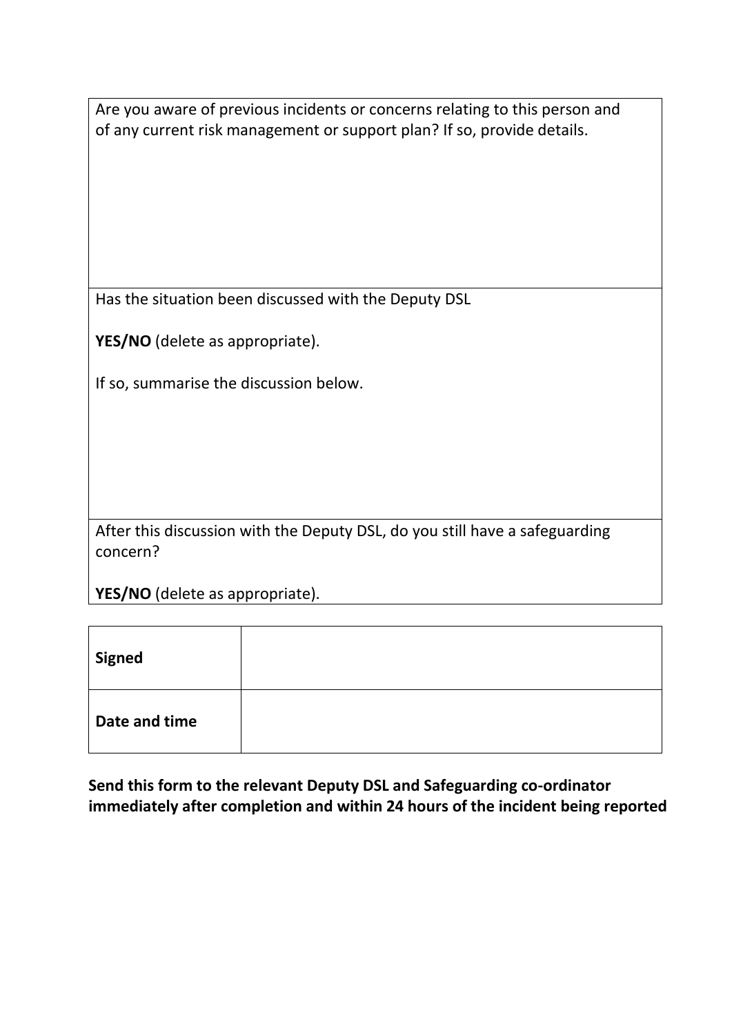| Are you aware of previous incidents or concerns relating to this person and of any current risk management or support plan? If so, provide details. |
| --- |
| Has the situation been discussed with the Deputy DSL<br><br>**YES/NO** (delete as appropriate).<br><br>If so, summarise the discussion below. |
| After this discussion with the Deputy DSL, do you still have a safeguarding concern?<br><br>**YES/NO** (delete as appropriate). |

| **Signed** | |
| --- | --- |
| **Date and time** | |

**Send this form to the relevant Deputy DSL and Safeguarding co-ordinator immediately after completion and within 24 hours of the incident being reported**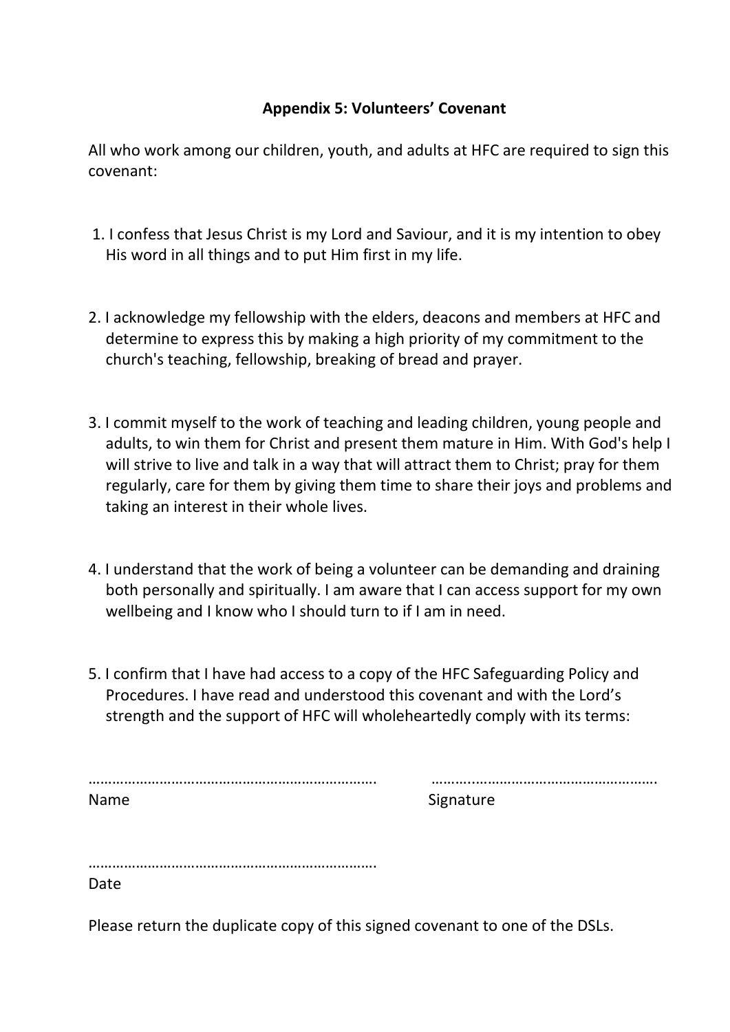## Appendix 5: Volunteers' Covenant

All who work among our children, youth, and adults at HFC are required to sign this covenant:

1. I confess that Jesus Christ is my Lord and Saviour, and it is my intention to obey His word in all things and to put Him first in my life.

2. I acknowledge my fellowship with the elders, deacons and members at HFC and determine to express this by making a high priority of my commitment to the church's teaching, fellowship, breaking of bread and prayer.

3. I commit myself to the work of teaching and leading children, young people and adults, to win them for Christ and present them mature in Him. With God's help I will strive to live and talk in a way that will attract them to Christ; pray for them regularly, care for them by giving them time to share their joys and problems and taking an interest in their whole lives.

4. I understand that the work of being a volunteer can be demanding and draining both personally and spiritually. I am aware that I can access support for my own wellbeing and I know who I should turn to if I am in need.

5. I confirm that I have had access to a copy of the HFC Safeguarding Policy and Procedures. I have read and understood this covenant and with the Lord's strength and the support of HFC will wholeheartedly comply with its terms:

……………………………………………………………… ………………………………………………

Name Signature

………………………………………………………………

Date

Please return the duplicate copy of this signed covenant to one of the DSLs.